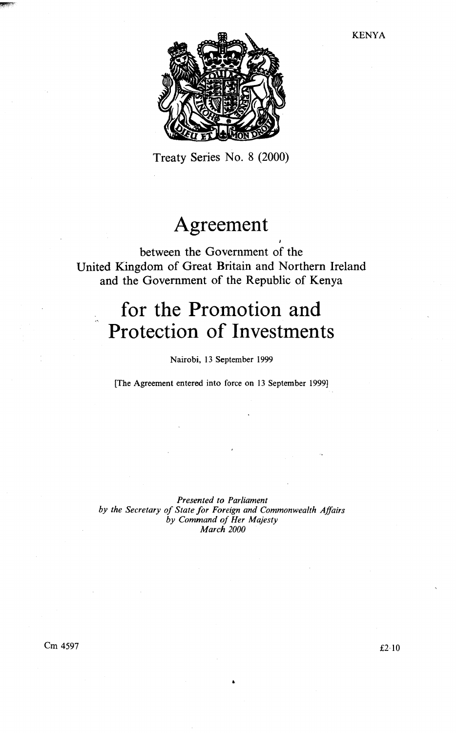KENYA

Treaty Series No. 8 (2000)

# Agreement

between the Government of the
United Kingdom of Great Britain and Northern Ireland
and the Government of the Republic of Kenya

# for the Promotion and Protection of Investments

Nairobi, 13 September 1999

[The Agreement entered into force on 13 September 1999]

*Presented to Parliament*
*by the Secretary of State for Foreign and Commonwealth Affairs*
*by Command of Her Majesty*
*March 2000*

Cm 4597

£2·10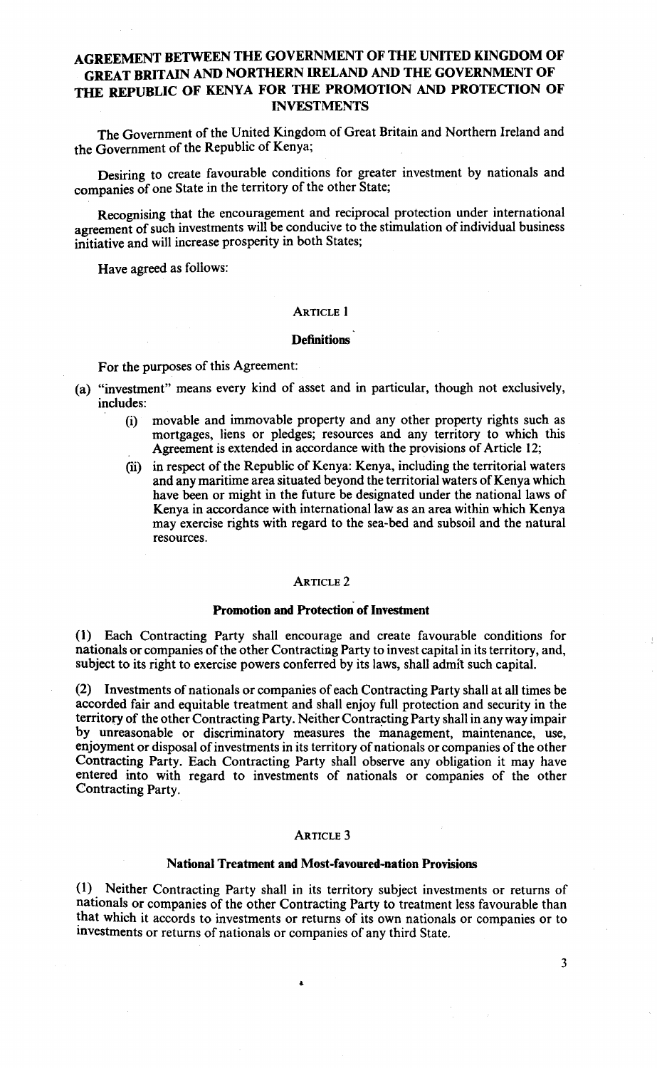## AGREEMENT BETWEEN THE GOVERNMENT OF THE UNITED KINGDOM OF GREAT BRITAIN AND NORTHERN IRELAND AND THE GOVERNMENT OF THE REPUBLIC OF KENYA FOR THE PROMOTION AND PROTECTION OF INVESTMENTS

The Government of the United Kingdom of Great Britain and Northern Ireland and the Government of the Republic of Kenya;

Desiring to create favourable conditions for greater investment by nationals and companies of one State in the territory of the other State;

Recognising that the encouragement and reciprocal protection under international agreement of such investments will be conducive to the stimulation of individual business initiative and will increase prosperity in both States;

Have agreed as follows:

### ARTICLE 1

**Definitions**

For the purposes of this Agreement:

(a) "investment" means every kind of asset and in particular, though not exclusively, includes:

  (i) movable and immovable property and any other property rights such as mortgages, liens or pledges; resources and any territory to which this Agreement is extended in accordance with the provisions of Article 12;

  (ii) in respect of the Republic of Kenya: Kenya, including the territorial waters and any maritime area situated beyond the territorial waters of Kenya which have been or might in the future be designated under the national laws of Kenya in accordance with international law as an area within which Kenya may exercise rights with regard to the sea-bed and subsoil and the natural resources.

### ARTICLE 2

**Promotion and Protection of Investment**

(1) Each Contracting Party shall encourage and create favourable conditions for nationals or companies of the other Contracting Party to invest capital in its territory, and, subject to its right to exercise powers conferred by its laws, shall admit such capital.

(2) Investments of nationals or companies of each Contracting Party shall at all times be accorded fair and equitable treatment and shall enjoy full protection and security in the territory of the other Contracting Party. Neither Contracting Party shall in any way impair by unreasonable or discriminatory measures the management, maintenance, use, enjoyment or disposal of investments in its territory of nationals or companies of the other Contracting Party. Each Contracting Party shall observe any obligation it may have entered into with regard to investments of nationals or companies of the other Contracting Party.

### ARTICLE 3

**National Treatment and Most-favoured-nation Provisions**

(1) Neither Contracting Party shall in its territory subject investments or returns of nationals or companies of the other Contracting Party to treatment less favourable than that which it accords to investments or returns of its own nationals or companies or to investments or returns of nationals or companies of any third State.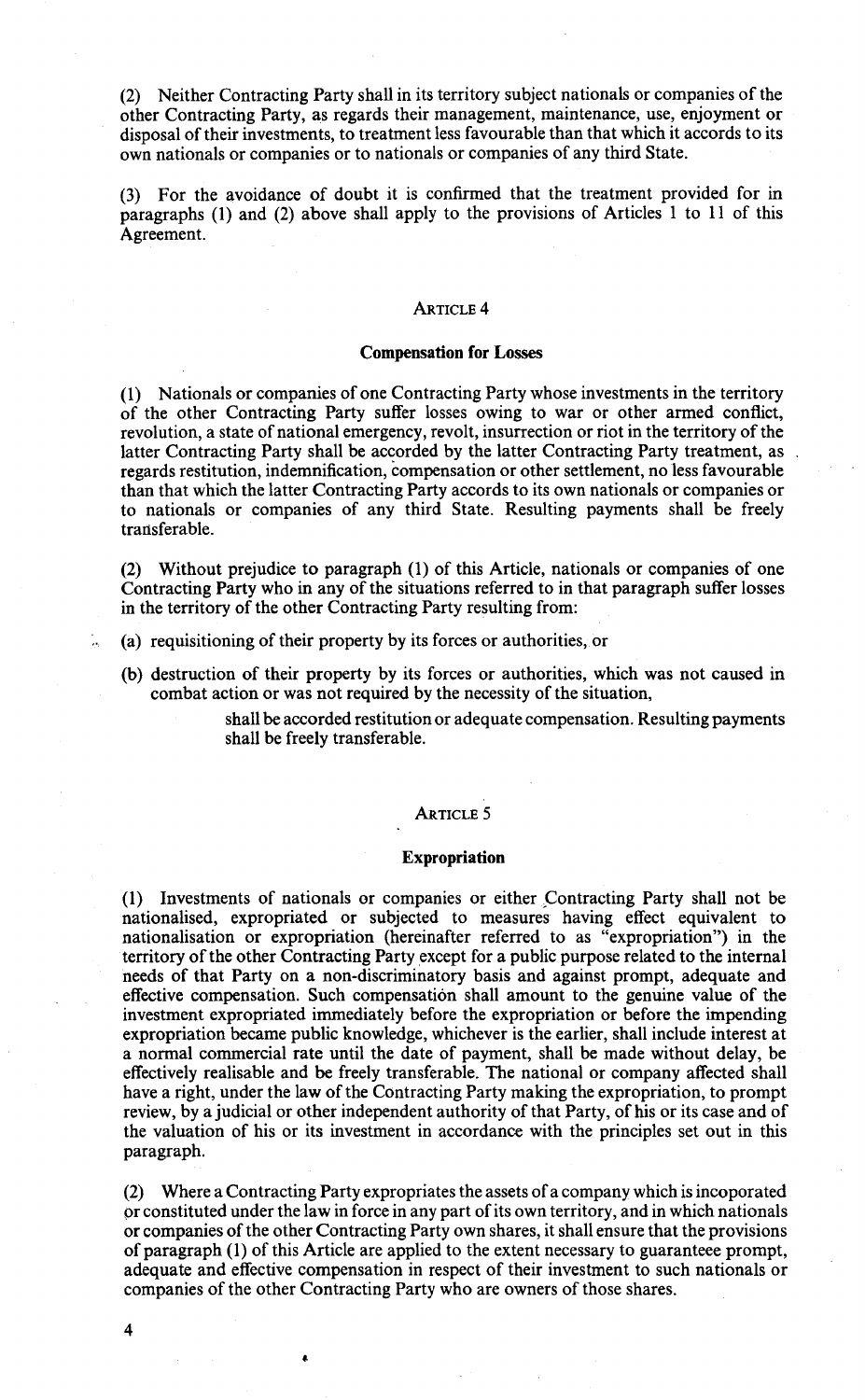(2) Neither Contracting Party shall in its territory subject nationals or companies of the other Contracting Party, as regards their management, maintenance, use, enjoyment or disposal of their investments, to treatment less favourable than that which it accords to its own nationals or companies or to nationals or companies of any third State.

(3) For the avoidance of doubt it is confirmed that the treatment provided for in paragraphs (1) and (2) above shall apply to the provisions of Articles 1 to 11 of this Agreement.

## ARTICLE 4

### Compensation for Losses

(1) Nationals or companies of one Contracting Party whose investments in the territory of the other Contracting Party suffer losses owing to war or other armed conflict, revolution, a state of national emergency, revolt, insurrection or riot in the territory of the latter Contracting Party shall be accorded by the latter Contracting Party treatment, as regards restitution, indemnification, compensation or other settlement, no less favourable than that which the latter Contracting Party accords to its own nationals or companies or to nationals or companies of any third State. Resulting payments shall be freely transferable.

(2) Without prejudice to paragraph (1) of this Article, nationals or companies of one Contracting Party who in any of the situations referred to in that paragraph suffer losses in the territory of the other Contracting Party resulting from:

(a) requisitioning of their property by its forces or authorities, or

(b) destruction of their property by its forces or authorities, which was not caused in combat action or was not required by the necessity of the situation,

shall be accorded restitution or adequate compensation. Resulting payments shall be freely transferable.

## ARTICLE 5

### Expropriation

(1) Investments of nationals or companies or either Contracting Party shall not be nationalised, expropriated or subjected to measures having effect equivalent to nationalisation or expropriation (hereinafter referred to as "expropriation") in the territory of the other Contracting Party except for a public purpose related to the internal needs of that Party on a non-discriminatory basis and against prompt, adequate and effective compensation. Such compensation shall amount to the genuine value of the investment expropriated immediately before the expropriation or before the impending expropriation became public knowledge, whichever is the earlier, shall include interest at a normal commercial rate until the date of payment, shall be made without delay, be effectively realisable and be freely transferable. The national or company affected shall have a right, under the law of the Contracting Party making the expropriation, to prompt review, by a judicial or other independent authority of that Party, of his or its case and of the valuation of his or its investment in accordance with the principles set out in this paragraph.

(2) Where a Contracting Party expropriates the assets of a company which is incoporated or constituted under the law in force in any part of its own territory, and in which nationals or companies of the other Contracting Party own shares, it shall ensure that the provisions of paragraph (1) of this Article are applied to the extent necessary to guaranteee prompt, adequate and effective compensation in respect of their investment to such nationals or companies of the other Contracting Party who are owners of those shares.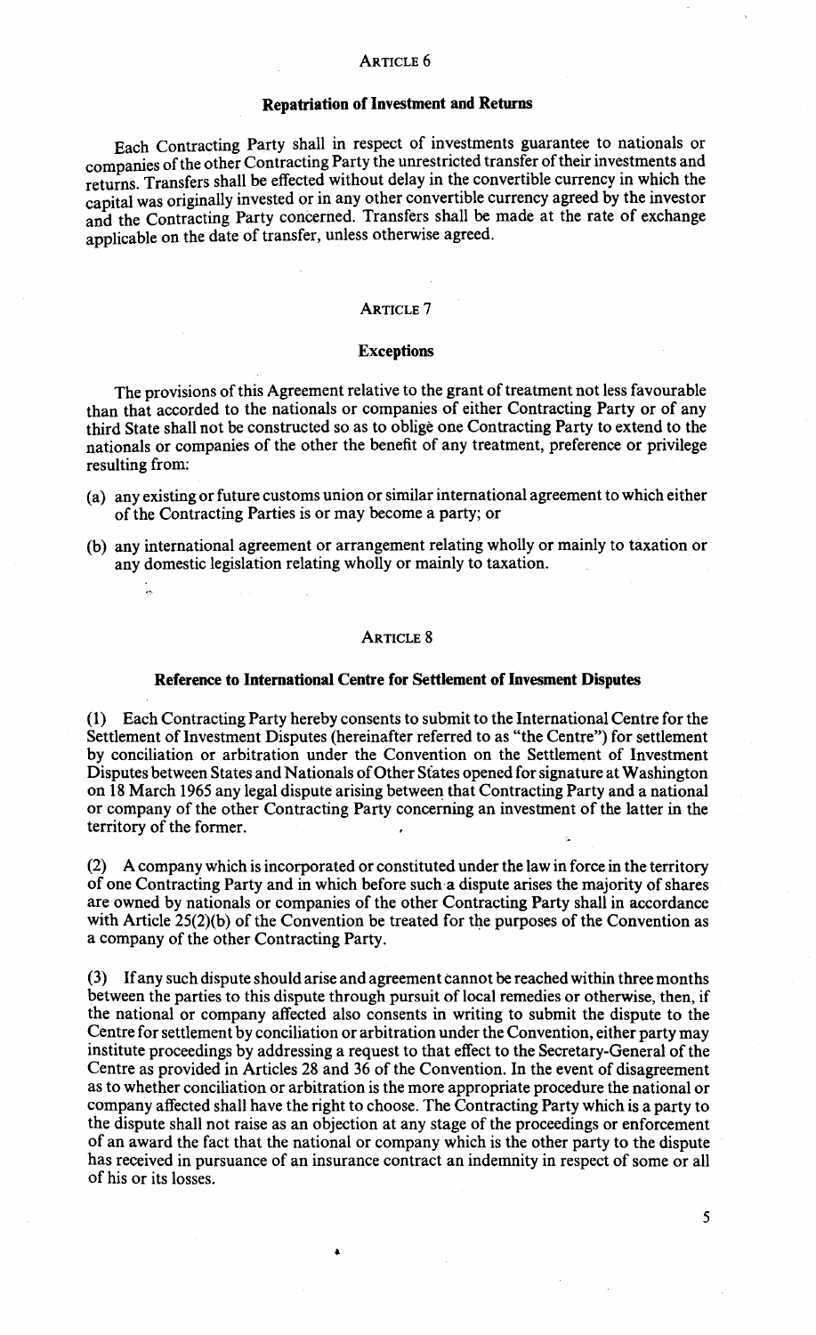## Article 6

### Repatriation of Investment and Returns

Each Contracting Party shall in respect of investments guarantee to nationals or companies of the other Contracting Party the unrestricted transfer of their investments and returns. Transfers shall be effected without delay in the convertible currency in which the capital was originally invested or in any other convertible currency agreed by the investor and the Contracting Party concerned. Transfers shall be made at the rate of exchange applicable on the date of transfer, unless otherwise agreed.

## Article 7

### Exceptions

The provisions of this Agreement relative to the grant of treatment not less favourable than that accorded to the nationals or companies of either Contracting Party or of any third State shall not be constructed so as to oblige one Contracting Party to extend to the nationals or companies of the other the benefit of any treatment, preference or privilege resulting from:

(a) any existing or future customs union or similar international agreement to which either of the Contracting Parties is or may become a party; or

(b) any international agreement or arrangement relating wholly or mainly to taxation or any domestic legislation relating wholly or mainly to taxation.

## Article 8

### Reference to International Centre for Settlement of Invesment Disputes

(1) Each Contracting Party hereby consents to submit to the International Centre for the Settlement of Investment Disputes (hereinafter referred to as "the Centre") for settlement by conciliation or arbitration under the Convention on the Settlement of Investment Disputes between States and Nationals of Other States opened for signature at Washington on 18 March 1965 any legal dispute arising between that Contracting Party and a national or company of the other Contracting Party concerning an investment of the latter in the territory of the former.

(2) A company which is incorporated or constituted under the law in force in the territory of one Contracting Party and in which before such a dispute arises the majority of shares are owned by nationals or companies of the other Contracting Party shall in accordance with Article 25(2)(b) of the Convention be treated for the purposes of the Convention as a company of the other Contracting Party.

(3) If any such dispute should arise and agreement cannot be reached within three months between the parties to this dispute through pursuit of local remedies or otherwise, then, if the national or company affected also consents in writing to submit the dispute to the Centre for settlement by conciliation or arbitration under the Convention, either party may institute proceedings by addressing a request to that effect to the Secretary-General of the Centre as provided in Articles 28 and 36 of the Convention. In the event of disagreement as to whether conciliation or arbitration is the more appropriate procedure the national or company affected shall have the right to choose. The Contracting Party which is a party to the dispute shall not raise as an objection at any stage of the proceedings or enforcement of an award the fact that the national or company which is the other party to the dispute has received in pursuance of an insurance contract an indemnity in respect of some or all of his or its losses.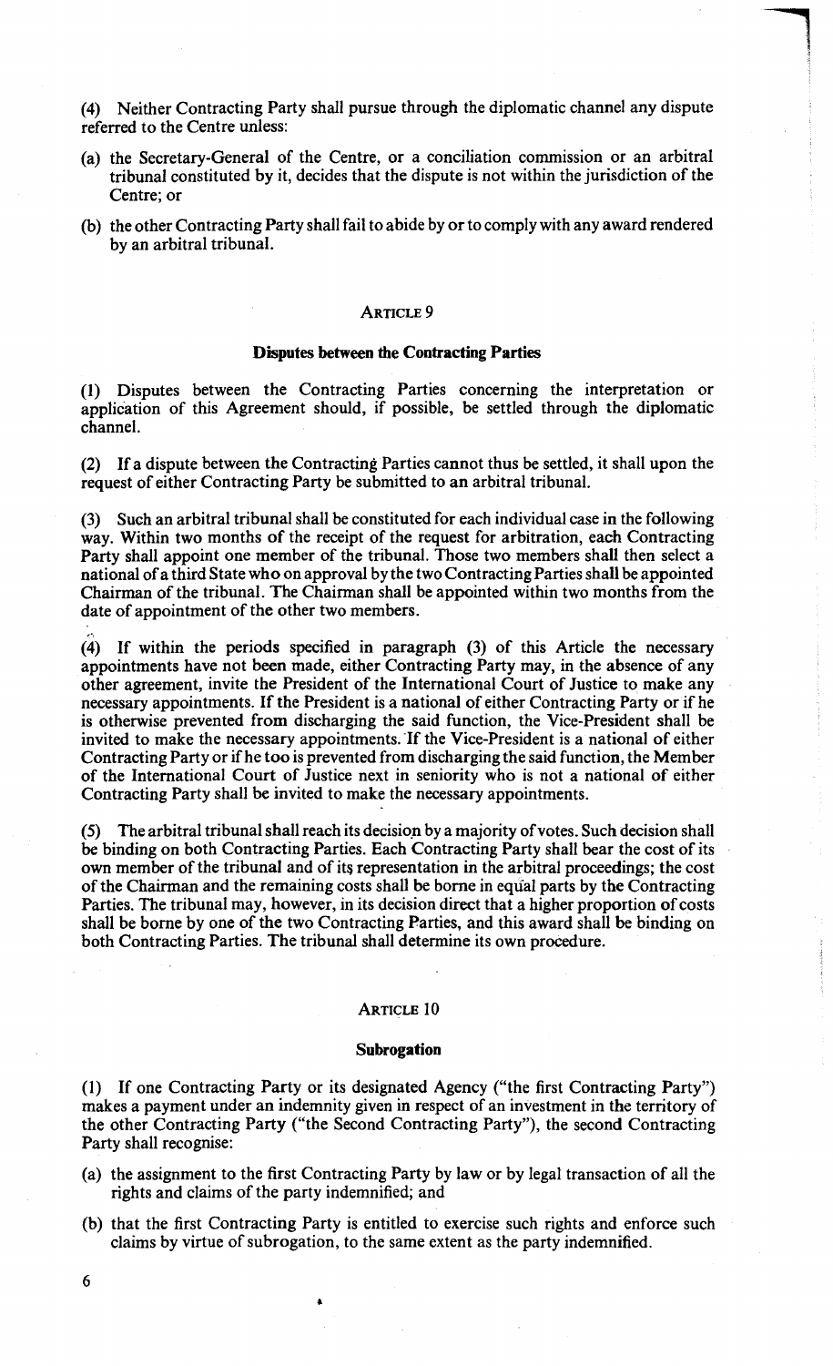(4) Neither Contracting Party shall pursue through the diplomatic channel any dispute referred to the Centre unless:

(a) the Secretary-General of the Centre, or a conciliation commission or an arbitral tribunal constituted by it, decides that the dispute is not within the jurisdiction of the Centre; or

(b) the other Contracting Party shall fail to abide by or to comply with any award rendered by an arbitral tribunal.

## ARTICLE 9

### Disputes between the Contracting Parties

(1) Disputes between the Contracting Parties concerning the interpretation or application of this Agreement should, if possible, be settled through the diplomatic channel.

(2) If a dispute between the Contracting Parties cannot thus be settled, it shall upon the request of either Contracting Party be submitted to an arbitral tribunal.

(3) Such an arbitral tribunal shall be constituted for each individual case in the following way. Within two months of the receipt of the request for arbitration, each Contracting Party shall appoint one member of the tribunal. Those two members shall then select a national of a third State who on approval by the two Contracting Parties shall be appointed Chairman of the tribunal. The Chairman shall be appointed within two months from the date of appointment of the other two members.

(4) If within the periods specified in paragraph (3) of this Article the necessary appointments have not been made, either Contracting Party may, in the absence of any other agreement, invite the President of the International Court of Justice to make any necessary appointments. If the President is a national of either Contracting Party or if he is otherwise prevented from discharging the said function, the Vice-President shall be invited to make the necessary appointments. If the Vice-President is a national of either Contracting Party or if he too is prevented from discharging the said function, the Member of the International Court of Justice next in seniority who is not a national of either Contracting Party shall be invited to make the necessary appointments.

(5) The arbitral tribunal shall reach its decision by a majority of votes. Such decision shall be binding on both Contracting Parties. Each Contracting Party shall bear the cost of its own member of the tribunal and of its representation in the arbitral proceedings; the cost of the Chairman and the remaining costs shall be borne in equal parts by the Contracting Parties. The tribunal may, however, in its decision direct that a higher proportion of costs shall be borne by one of the two Contracting Parties, and this award shall be binding on both Contracting Parties. The tribunal shall determine its own procedure.

## ARTICLE 10

### Subrogation

(1) If one Contracting Party or its designated Agency ("the first Contracting Party") makes a payment under an indemnity given in respect of an investment in the territory of the other Contracting Party ("the Second Contracting Party"), the second Contracting Party shall recognise:

(a) the assignment to the first Contracting Party by law or by legal transaction of all the rights and claims of the party indemnified; and

(b) that the first Contracting Party is entitled to exercise such rights and enforce such claims by virtue of subrogation, to the same extent as the party indemnified.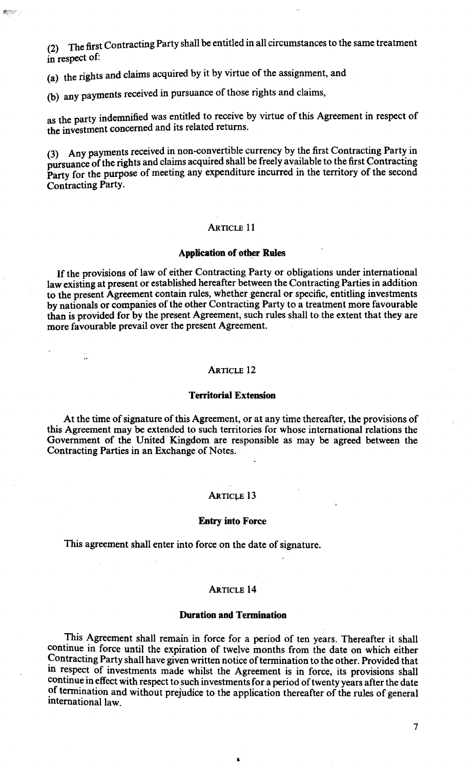(2) The first Contracting Party shall be entitled in all circumstances to the same treatment in respect of:

(a) the rights and claims acquired by it by virtue of the assignment, and

(b) any payments received in pursuance of those rights and claims,

as the party indemnified was entitled to receive by virtue of this Agreement in respect of the investment concerned and its related returns.

(3) Any payments received in non-convertible currency by the first Contracting Party in pursuance of the rights and claims acquired shall be freely available to the first Contracting Party for the purpose of meeting any expenditure incurred in the territory of the second Contracting Party.

## ARTICLE 11

### Application of other Rules

If the provisions of law of either Contracting Party or obligations under international law existing at present or established hereafter between the Contracting Parties in addition to the present Agreement contain rules, whether general or specific, entitling investments by nationals or companies of the other Contracting Party to a treatment more favourable than is provided for by the present Agreement, such rules shall to the extent that they are more favourable prevail over the present Agreement.

## ARTICLE 12

### Territorial Extension

At the time of signature of this Agreement, or at any time thereafter, the provisions of this Agreement may be extended to such territories for whose international relations the Government of the United Kingdom are responsible as may be agreed between the Contracting Parties in an Exchange of Notes.

## ARTICLE 13

### Entry into Force

This agreement shall enter into force on the date of signature.

## ARTICLE 14

### Duration and Termination

This Agreement shall remain in force for a period of ten years. Thereafter it shall continue in force until the expiration of twelve months from the date on which either Contracting Party shall have given written notice of termination to the other. Provided that in respect of investments made whilst the Agreement is in force, its provisions shall continue in effect with respect to such investments for a period of twenty years after the date of termination and without prejudice to the application thereafter of the rules of general international law.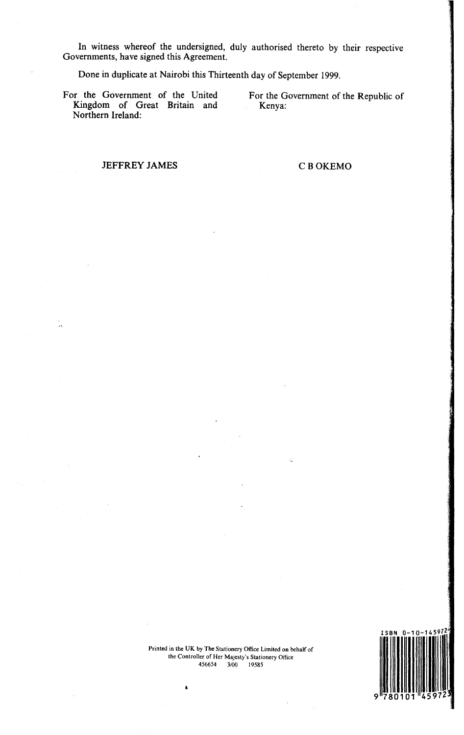In witness whereof the undersigned, duly authorised thereto by their respective Governments, have signed this Agreement.

Done in duplicate at Nairobi this Thirteenth day of September 1999.

| | |
|---|---|
| For the Government of the United Kingdom of Great Britain and Northern Ireland: | For the Government of the Republic of Kenya: |
| JEFFREY JAMES | C B OKEMO |

Printed in the UK by The Stationery Office Limited on behalf of the Controller of Her Majesty's Stationery Office
456654 3/00 19585

ISBN 0-10-145972-
9 780101 459723